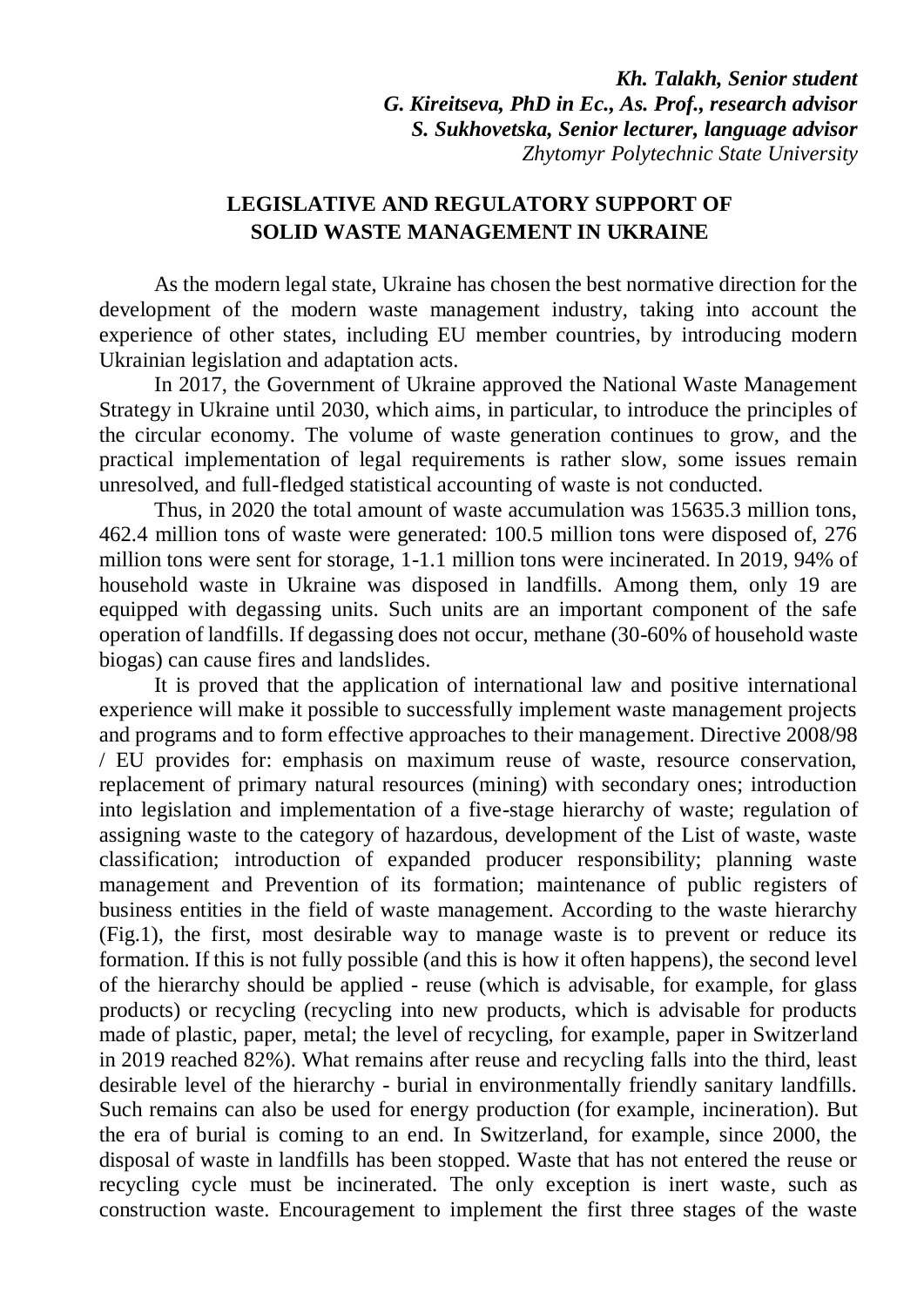***Kh. Talakh, Senior student***
***G. Kireitseva, PhD in Ec., As. Prof., research advisor***
***S. Sukhovetska, Senior lecturer, language advisor***
*Zhytomyr Polytechnic State University*

## LEGISLATIVE AND REGULATORY SUPPORT OF SOLID WASTE MANAGEMENT IN UKRAINE

As the modern legal state, Ukraine has chosen the best normative direction for the development of the modern waste management industry, taking into account the experience of other states, including EU member countries, by introducing modern Ukrainian legislation and adaptation acts.

In 2017, the Government of Ukraine approved the National Waste Management Strategy in Ukraine until 2030, which aims, in particular, to introduce the principles of the circular economy. The volume of waste generation continues to grow, and the practical implementation of legal requirements is rather slow, some issues remain unresolved, and full-fledged statistical accounting of waste is not conducted.

Thus, in 2020 the total amount of waste accumulation was 15635.3 million tons, 462.4 million tons of waste were generated: 100.5 million tons were disposed of, 276 million tons were sent for storage, 1-1.1 million tons were incinerated. In 2019, 94% of household waste in Ukraine was disposed in landfills. Among them, only 19 are equipped with degassing units. Such units are an important component of the safe operation of landfills. If degassing does not occur, methane (30-60% of household waste biogas) can cause fires and landslides.

It is proved that the application of international law and positive international experience will make it possible to successfully implement waste management projects and programs and to form effective approaches to their management. Directive 2008/98 / EU provides for: emphasis on maximum reuse of waste, resource conservation, replacement of primary natural resources (mining) with secondary ones; introduction into legislation and implementation of a five-stage hierarchy of waste; regulation of assigning waste to the category of hazardous, development of the List of waste, waste classification; introduction of expanded producer responsibility; planning waste management and Prevention of its formation; maintenance of public registers of business entities in the field of waste management. According to the waste hierarchy (Fig.1), the first, most desirable way to manage waste is to prevent or reduce its formation. If this is not fully possible (and this is how it often happens), the second level of the hierarchy should be applied - reuse (which is advisable, for example, for glass products) or recycling (recycling into new products, which is advisable for products made of plastic, paper, metal; the level of recycling, for example, paper in Switzerland in 2019 reached 82%). What remains after reuse and recycling falls into the third, least desirable level of the hierarchy - burial in environmentally friendly sanitary landfills. Such remains can also be used for energy production (for example, incineration). But the era of burial is coming to an end. In Switzerland, for example, since 2000, the disposal of waste in landfills has been stopped. Waste that has not entered the reuse or recycling cycle must be incinerated. The only exception is inert waste, such as construction waste. Encouragement to implement the first three stages of the waste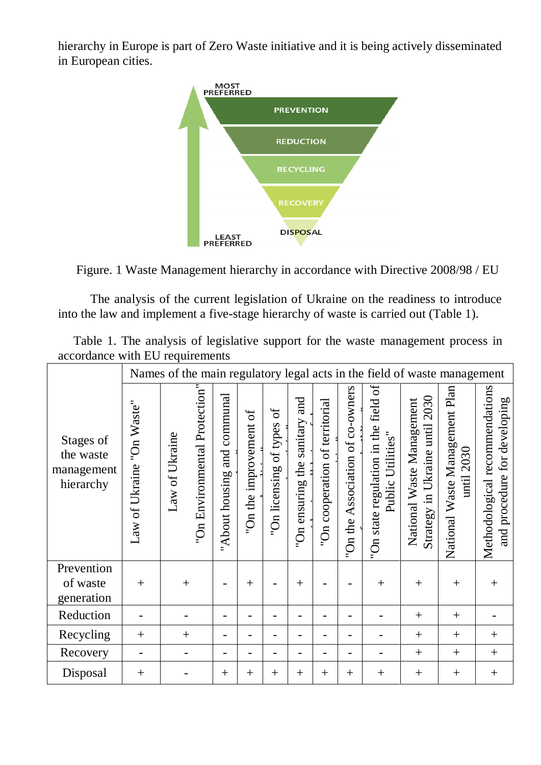hierarchy in Europe is part of Zero Waste initiative and it is being actively disseminated in European cities.

Figure. 1 Waste Management hierarchy in accordance with Directive 2008/98 / EU

The analysis of the current legislation of Ukraine on the readiness to introduce into the law and implement a five-stage hierarchy of waste is carried out (Table 1).

Table 1. The analysis of legislative support for the waste management process in accordance with EU requirements

| Stages of the waste management hierarchy | Names of the main regulatory legal acts in the field of waste management | | | | | | | | | | | |
|---|---|---|---|---|---|---|---|---|---|---|---|---|
| | Law of Ukraine "On Waste" | Law of Ukraine "On Environmental Protection" | "About housing and communal ..." | "On the improvement of ..." | "On licensing of types of ..." | "On ensuring the sanitary and ..." | "On cooperation of territorial ..." | "On the Association of co-owners ..." | "On state regulation in the field of Public Utilities" | National Waste Management Strategy in Ukraine until 2030 | National Waste Management Plan until 2030 | Methodological recommendations and procedure for developing ... |
| Prevention of waste generation | + | + | - | + | - | + | - | - | + | + | + | + |
| Reduction | - | - | - | - | - | - | - | - | - | + | + | - |
| Recycling | + | + | - | - | - | - | - | - | - | + | + | + |
| Recovery | - | - | - | - | - | - | - | - | - | + | + | + |
| Disposal | + | - | + | + | + | + | + | + | + | + | + | + |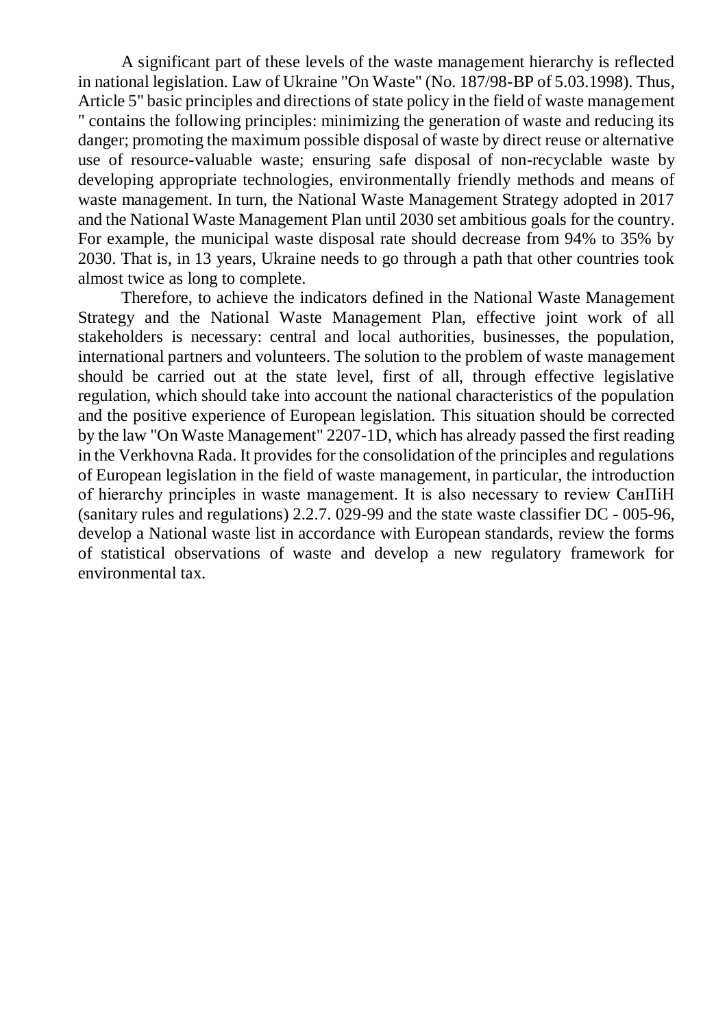A significant part of these levels of the waste management hierarchy is reflected in national legislation. Law of Ukraine "On Waste" (No. 187/98-BP of 5.03.1998). Thus, Article 5" basic principles and directions of state policy in the field of waste management " contains the following principles: minimizing the generation of waste and reducing its danger; promoting the maximum possible disposal of waste by direct reuse or alternative use of resource-valuable waste; ensuring safe disposal of non-recyclable waste by developing appropriate technologies, environmentally friendly methods and means of waste management. In turn, the National Waste Management Strategy adopted in 2017 and the National Waste Management Plan until 2030 set ambitious goals for the country. For example, the municipal waste disposal rate should decrease from 94% to 35% by 2030. That is, in 13 years, Ukraine needs to go through a path that other countries took almost twice as long to complete.

Therefore, to achieve the indicators defined in the National Waste Management Strategy and the National Waste Management Plan, effective joint work of all stakeholders is necessary: central and local authorities, businesses, the population, international partners and volunteers. The solution to the problem of waste management should be carried out at the state level, first of all, through effective legislative regulation, which should take into account the national characteristics of the population and the positive experience of European legislation. This situation should be corrected by the law "On Waste Management" 2207-1D, which has already passed the first reading in the Verkhovna Rada. It provides for the consolidation of the principles and regulations of European legislation in the field of waste management, in particular, the introduction of hierarchy principles in waste management. It is also necessary to review СанПіН (sanitary rules and regulations) 2.2.7. 029-99 and the state waste classifier DC - 005-96, develop a National waste list in accordance with European standards, review the forms of statistical observations of waste and develop a new regulatory framework for environmental tax.